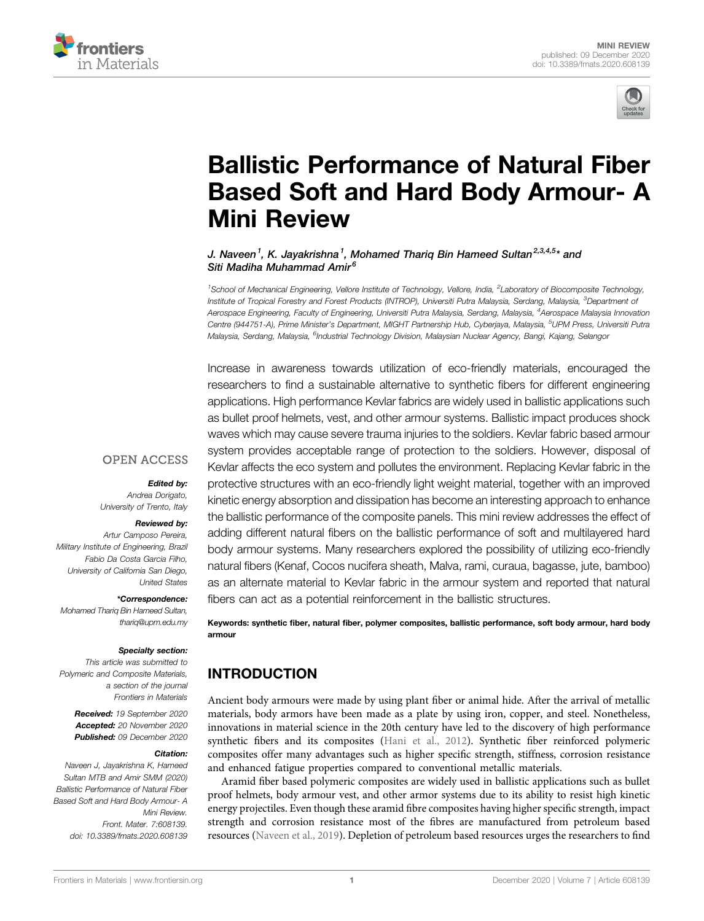MINI REVIEW
published: 09 December 2020
doi: 10.3389/fmats.2020.608139

# Ballistic Performance of Natural Fiber Based Soft and Hard Body Armour- A Mini Review

J. Naveen[1], K. Jayakrishna[1], Mohamed Thariq Bin Hameed Sultan[2,3,4,5]* and Siti Madiha Muhammad Amir[6]

[1]School of Mechanical Engineering, Vellore Institute of Technology, Vellore, India, [2]Laboratory of Biocomposite Technology, Institute of Tropical Forestry and Forest Products (INTROP), Universiti Putra Malaysia, Serdang, Malaysia, [3]Department of Aerospace Engineering, Faculty of Engineering, Universiti Putra Malaysia, Serdang, Malaysia, [4]Aerospace Malaysia Innovation Centre (944751-A), Prime Minister's Department, MIGHT Partnership Hub, Cyberjaya, Malaysia, [5]UPM Press, Universiti Putra Malaysia, Serdang, Malaysia, [6]Industrial Technology Division, Malaysian Nuclear Agency, Bangi, Kajang, Selangor

OPEN ACCESS

***Edited by:***
*Andrea Dorigato, University of Trento, Italy*

***Reviewed by:***
*Artur Camposo Pereira, Military Institute of Engineering, Brazil*
*Fabio Da Costa Garcia Filho, University of California San Diego, United States*

***\*Correspondence:***
*Mohamed Thariq Bin Hameed Sultan, thariq@upm.edu.my*

***Specialty section:***
*This article was submitted to Polymeric and Composite Materials, a section of the journal Frontiers in Materials*

***Received:*** *19 September 2020*
***Accepted:*** *20 November 2020*
***Published:*** *09 December 2020*

***Citation:***
*Naveen J, Jayakrishna K, Hameed Sultan MTB and Amir SMM (2020) Ballistic Performance of Natural Fiber Based Soft and Hard Body Armour- A Mini Review. Front. Mater. 7:608139. doi: 10.3389/fmats.2020.608139*

Increase in awareness towards utilization of eco-friendly materials, encouraged the researchers to find a sustainable alternative to synthetic fibers for different engineering applications. High performance Kevlar fabrics are widely used in ballistic applications such as bullet proof helmets, vest, and other armour systems. Ballistic impact produces shock waves which may cause severe trauma injuries to the soldiers. Kevlar fabric based armour system provides acceptable range of protection to the soldiers. However, disposal of Kevlar affects the eco system and pollutes the environment. Replacing Kevlar fabric in the protective structures with an eco-friendly light weight material, together with an improved kinetic energy absorption and dissipation has become an interesting approach to enhance the ballistic performance of the composite panels. This mini review addresses the effect of adding different natural fibers on the ballistic performance of soft and multilayered hard body armour systems. Many researchers explored the possibility of utilizing eco-friendly natural fibers (Kenaf, Cocos nucifera sheath, Malva, rami, curaua, bagasse, jute, bamboo) as an alternate material to Kevlar fabric in the armour system and reported that natural fibers can act as a potential reinforcement in the ballistic structures.

**Keywords: synthetic fiber, natural fiber, polymer composites, ballistic performance, soft body armour, hard body armour**

## INTRODUCTION

Ancient body armours were made by using plant fiber or animal hide. After the arrival of metallic materials, body armors have been made as a plate by using iron, copper, and steel. Nonetheless, innovations in material science in the 20th century have led to the discovery of high performance synthetic fibers and its composites (Hani et al., 2012). Synthetic fiber reinforced polymeric composites offer many advantages such as higher specific strength, stiffness, corrosion resistance and enhanced fatigue properties compared to conventional metallic materials.

Aramid fiber based polymeric composites are widely used in ballistic applications such as bullet proof helmets, body armour vest, and other armor systems due to its ability to resist high kinetic energy projectiles. Even though these aramid fibre composites having higher specific strength, impact strength and corrosion resistance most of the fibres are manufactured from petroleum based resources (Naveen et al., 2019). Depletion of petroleum based resources urges the researchers to find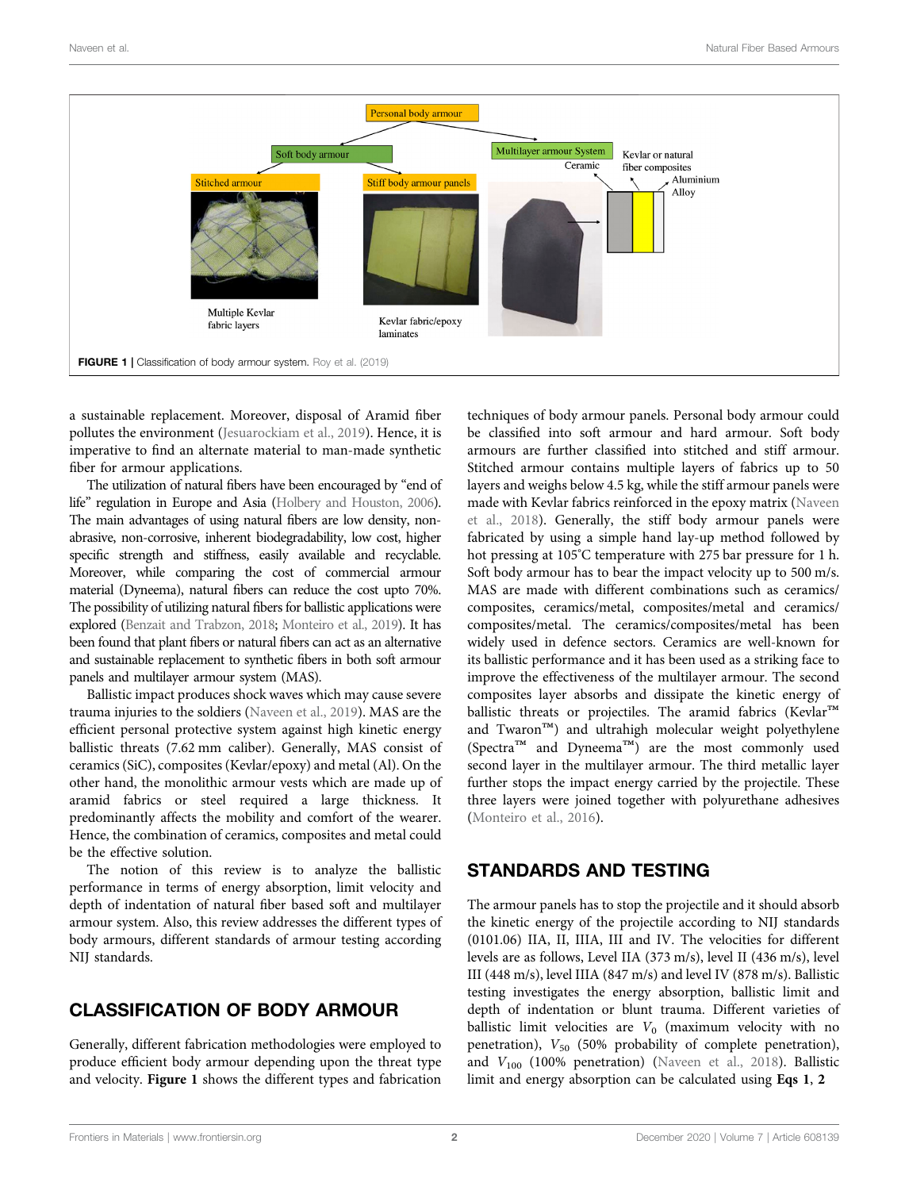FIGURE 1 | Classification of body armour system. Roy et al. (2019)

a sustainable replacement. Moreover, disposal of Aramid fiber pollutes the environment (Jesuarockiam et al., 2019). Hence, it is imperative to find an alternate material to man-made synthetic fiber for armour applications.

The utilization of natural fibers have been encouraged by "end of life" regulation in Europe and Asia (Holbery and Houston, 2006). The main advantages of using natural fibers are low density, non-abrasive, non-corrosive, inherent biodegradability, low cost, higher specific strength and stiffness, easily available and recyclable. Moreover, while comparing the cost of commercial armour material (Dyneema), natural fibers can reduce the cost upto 70%. The possibility of utilizing natural fibers for ballistic applications were explored (Benzait and Trabzon, 2018; Monteiro et al., 2019). It has been found that plant fibers or natural fibers can act as an alternative and sustainable replacement to synthetic fibers in both soft armour panels and multilayer armour system (MAS).

Ballistic impact produces shock waves which may cause severe trauma injuries to the soldiers (Naveen et al., 2019). MAS are the efficient personal protective system against high kinetic energy ballistic threats (7.62 mm caliber). Generally, MAS consist of ceramics (SiC), composites (Kevlar/epoxy) and metal (Al). On the other hand, the monolithic armour vests which are made up of aramid fabrics or steel required a large thickness. It predominantly affects the mobility and comfort of the wearer. Hence, the combination of ceramics, composites and metal could be the effective solution.

The notion of this review is to analyze the ballistic performance in terms of energy absorption, limit velocity and depth of indentation of natural fiber based soft and multilayer armour system. Also, this review addresses the different types of body armours, different standards of armour testing according NIJ standards.

## CLASSIFICATION OF BODY ARMOUR

Generally, different fabrication methodologies were employed to produce efficient body armour depending upon the threat type and velocity. **Figure 1** shows the different types and fabrication techniques of body armour panels. Personal body armour could be classified into soft armour and hard armour. Soft body armours are further classified into stitched and stiff armour. Stitched armour contains multiple layers of fabrics up to 50 layers and weighs below 4.5 kg, while the stiff armour panels were made with Kevlar fabrics reinforced in the epoxy matrix (Naveen et al., 2018). Generally, the stiff body armour panels were fabricated by using a simple hand lay-up method followed by hot pressing at 105°C temperature with 275 bar pressure for 1 h. Soft body armour has to bear the impact velocity up to 500 m/s. MAS are made with different combinations such as ceramics/composites, ceramics/metal, composites/metal and ceramics/composites/metal. The ceramics/composites/metal has been widely used in defence sectors. Ceramics are well-known for its ballistic performance and it has been used as a striking face to improve the effectiveness of the multilayer armour. The second composites layer absorbs and dissipate the kinetic energy of ballistic threats or projectiles. The aramid fabrics (Kevlar™ and Twaron™) and ultrahigh molecular weight polyethylene (Spectra™ and Dyneema™) are the most commonly used second layer in the multilayer armour. The third metallic layer further stops the impact energy carried by the projectile. These three layers were joined together with polyurethane adhesives (Monteiro et al., 2016).

## STANDARDS AND TESTING

The armour panels has to stop the projectile and it should absorb the kinetic energy of the projectile according to NIJ standards (0101.06) IIA, II, IIIA, III and IV. The velocities for different levels are as follows, Level IIA (373 m/s), level II (436 m/s), level III (448 m/s), level IIIA (847 m/s) and level IV (878 m/s). Ballistic testing investigates the energy absorption, ballistic limit and depth of indentation or blunt trauma. Different varieties of ballistic limit velocities are $V_0$ (maximum velocity with no penetration), $V_{50}$ (50% probability of complete penetration), and $V_{100}$ (100% penetration) (Naveen et al., 2018). Ballistic limit and energy absorption can be calculated using **Eqs 1**, **2**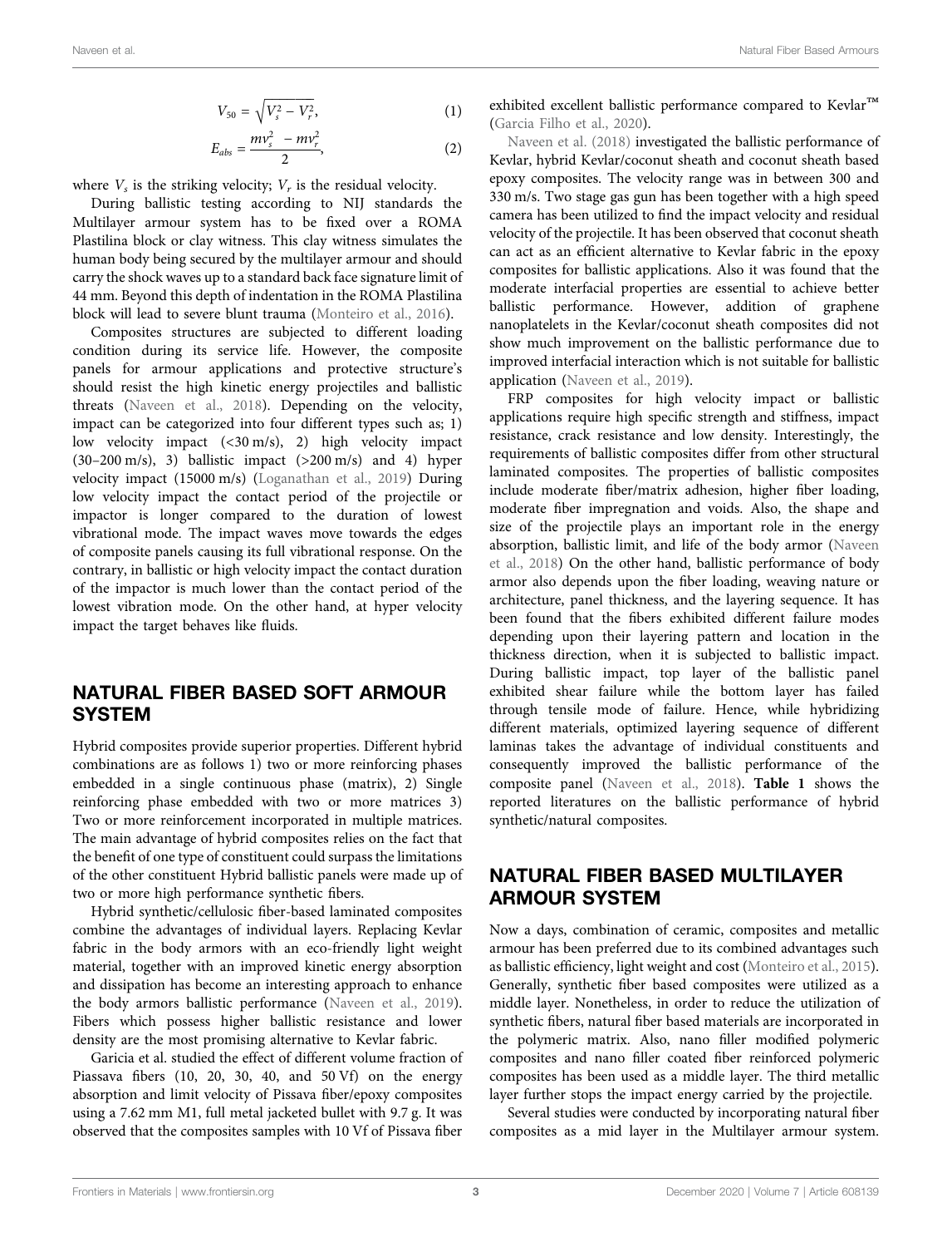$$V_{50} = \sqrt{V_s^2 - V_r^2}, \tag{1}$$

$$E_{abs} = \frac{mv_s^2 - mv_r^2}{2}, \tag{2}$$

where $V_s$ is the striking velocity; $V_r$ is the residual velocity.

During ballistic testing according to NIJ standards the Multilayer armour system has to be fixed over a ROMA Plastilina block or clay witness. This clay witness simulates the human body being secured by the multilayer armour and should carry the shock waves up to a standard back face signature limit of 44 mm. Beyond this depth of indentation in the ROMA Plastilina block will lead to severe blunt trauma (Monteiro et al., 2016).

Composites structures are subjected to different loading condition during its service life. However, the composite panels for armour applications and protective structure's should resist the high kinetic energy projectiles and ballistic threats (Naveen et al., 2018). Depending on the velocity, impact can be categorized into four different types such as; 1) low velocity impact (<30 m/s), 2) high velocity impact (30–200 m/s), 3) ballistic impact (>200 m/s) and 4) hyper velocity impact (15000 m/s) (Loganathan et al., 2019) During low velocity impact the contact period of the projectile or impactor is longer compared to the duration of lowest vibrational mode. The impact waves move towards the edges of composite panels causing its full vibrational response. On the contrary, in ballistic or high velocity impact the contact duration of the impactor is much lower than the contact period of the lowest vibration mode. On the other hand, at hyper velocity impact the target behaves like fluids.

## NATURAL FIBER BASED SOFT ARMOUR SYSTEM

Hybrid composites provide superior properties. Different hybrid combinations are as follows 1) two or more reinforcing phases embedded in a single continuous phase (matrix), 2) Single reinforcing phase embedded with two or more matrices 3) Two or more reinforcement incorporated in multiple matrices. The main advantage of hybrid composites relies on the fact that the benefit of one type of constituent could surpass the limitations of the other constituent Hybrid ballistic panels were made up of two or more high performance synthetic fibers.

Hybrid synthetic/cellulosic fiber-based laminated composites combine the advantages of individual layers. Replacing Kevlar fabric in the body armors with an eco-friendly light weight material, together with an improved kinetic energy absorption and dissipation has become an interesting approach to enhance the body armors ballistic performance (Naveen et al., 2019). Fibers which possess higher ballistic resistance and lower density are the most promising alternative to Kevlar fabric.

Garicia et al. studied the effect of different volume fraction of Piassava fibers (10, 20, 30, 40, and 50 Vf) on the energy absorption and limit velocity of Pissava fiber/epoxy composites using a 7.62 mm M1, full metal jacketed bullet with 9.7 g. It was observed that the composites samples with 10 Vf of Pissava fiber exhibited excellent ballistic performance compared to Kevlar™ (Garcia Filho et al., 2020).

Naveen et al. (2018) investigated the ballistic performance of Kevlar, hybrid Kevlar/coconut sheath and coconut sheath based epoxy composites. The velocity range was in between 300 and 330 m/s. Two stage gas gun has been together with a high speed camera has been utilized to find the impact velocity and residual velocity of the projectile. It has been observed that coconut sheath can act as an efficient alternative to Kevlar fabric in the epoxy composites for ballistic applications. Also it was found that the moderate interfacial properties are essential to achieve better ballistic performance. However, addition of graphene nanoplatelets in the Kevlar/coconut sheath composites did not show much improvement on the ballistic performance due to improved interfacial interaction which is not suitable for ballistic application (Naveen et al., 2019).

FRP composites for high velocity impact or ballistic applications require high specific strength and stiffness, impact resistance, crack resistance and low density. Interestingly, the requirements of ballistic composites differ from other structural laminated composites. The properties of ballistic composites include moderate fiber/matrix adhesion, higher fiber loading, moderate fiber impregnation and voids. Also, the shape and size of the projectile plays an important role in the energy absorption, ballistic limit, and life of the body armor (Naveen et al., 2018) On the other hand, ballistic performance of body armor also depends upon the fiber loading, weaving nature or architecture, panel thickness, and the layering sequence. It has been found that the fibers exhibited different failure modes depending upon their layering pattern and location in the thickness direction, when it is subjected to ballistic impact. During ballistic impact, top layer of the ballistic panel exhibited shear failure while the bottom layer has failed through tensile mode of failure. Hence, while hybridizing different materials, optimized layering sequence of different laminas takes the advantage of individual constituents and consequently improved the ballistic performance of the composite panel (Naveen et al., 2018). **Table 1** shows the reported literatures on the ballistic performance of hybrid synthetic/natural composites.

## NATURAL FIBER BASED MULTILAYER ARMOUR SYSTEM

Now a days, combination of ceramic, composites and metallic armour has been preferred due to its combined advantages such as ballistic efficiency, light weight and cost (Monteiro et al., 2015). Generally, synthetic fiber based composites were utilized as a middle layer. Nonetheless, in order to reduce the utilization of synthetic fibers, natural fiber based materials are incorporated in the polymeric matrix. Also, nano filler modified polymeric composites and nano filler coated fiber reinforced polymeric composites has been used as a middle layer. The third metallic layer further stops the impact energy carried by the projectile.

Several studies were conducted by incorporating natural fiber composites as a mid layer in the Multilayer armour system.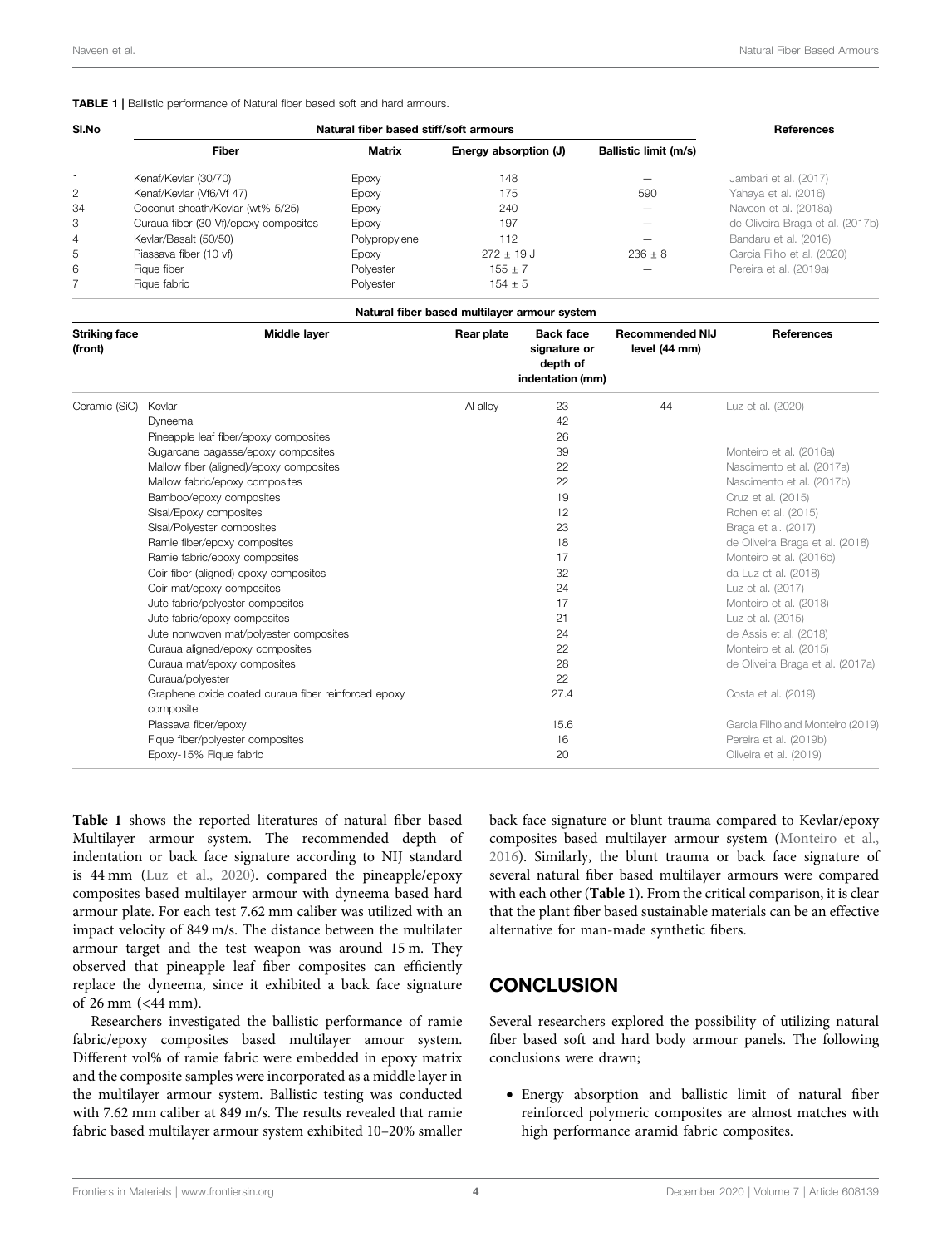**TABLE 1 |** Ballistic performance of Natural fiber based soft and hard armours.

| Sl.No | Natural fiber based stiff/soft armours | | | | References |
|---|---|---|---|---|---|
| | Fiber | Matrix | Energy absorption (J) | Ballistic limit (m/s) | |
| 1 | Kenaf/Kevlar (30/70) | Epoxy | 148 | — | Jambari et al. (2017) |
| 2 | Kenaf/Kevlar (Vf6/Vf 47) | Epoxy | 175 | 590 | Yahaya et al. (2016) |
| 34 | Coconut sheath/Kevlar (wt% 5/25) | Epoxy | 240 | — | Naveen et al. (2018a) |
| 3 | Curaua fiber (30 Vf)/epoxy composites | Epoxy | 197 | — | de Oliveira Braga et al. (2017b) |
| 4 | Kevlar/Basalt (50/50) | Polypropylene | 112 | — | Bandaru et al. (2016) |
| 5 | Piassava fiber (10 vf) | Epoxy | 272 ± 19 J | 236 ± 8 | Garcia Filho et al. (2020) |
| 6 | Fique fiber | Polyester | 155 ± 7 | — | Pereira et al. (2019a) |
| 7 | Fique fabric | Polyester | 154 ± 5 | | |

| Natural fiber based multilayer armour system | | | | | |
|---|---|---|---|---|---|
| Striking face (front) | Middle layer | Rear plate | Back face signature or depth of indentation (mm) | Recommended NIJ level (44 mm) | References |
| Ceramic (SiC) | Kevlar | Al alloy | 23 | 44 | Luz et al. (2020) |
| | Dyneema | | 42 | | |
| | Pineapple leaf fiber/epoxy composites | | 26 | | |
| | Sugarcane bagasse/epoxy composites | | 39 | | Monteiro et al. (2016a) |
| | Mallow fiber (aligned)/epoxy composites | | 22 | | Nascimento et al. (2017a) |
| | Mallow fabric/epoxy composites | | 22 | | Nascimento et al. (2017b) |
| | Bamboo/epoxy composites | | 19 | | Cruz et al. (2015) |
| | Sisal/Epoxy composites | | 12 | | Rohen et al. (2015) |
| | Sisal/Polyester composites | | 23 | | Braga et al. (2017) |
| | Ramie fiber/epoxy composites | | 18 | | de Oliveira Braga et al. (2018) |
| | Ramie fabric/epoxy composites | | 17 | | Monteiro et al. (2016b) |
| | Coir fiber (aligned) epoxy composites | | 32 | | da Luz et al. (2018) |
| | Coir mat/epoxy composites | | 24 | | Luz et al. (2017) |
| | Jute fabric/polyester composites | | 17 | | Monteiro et al. (2018) |
| | Jute fabric/epoxy composites | | 21 | | Luz et al. (2015) |
| | Jute nonwoven mat/polyester composites | | 24 | | de Assis et al. (2018) |
| | Curaua aligned/epoxy composites | | 22 | | Monteiro et al. (2015) |
| | Curaua mat/epoxy composites | | 28 | | de Oliveira Braga et al. (2017a) |
| | Curaua/polyester | | 22 | | |
| | Graphene oxide coated curaua fiber reinforced epoxy composite | | 27.4 | | Costa et al. (2019) |
| | Piassava fiber/epoxy | | 15.6 | | Garcia Filho and Monteiro (2019) |
| | Fique fiber/polyester composites | | 16 | | Pereira et al. (2019b) |
| | Epoxy-15% Fique fabric | | 20 | | Oliveira et al. (2019) |

**Table 1** shows the reported literatures of natural fiber based Multilayer armour system. The recommended depth of indentation or back face signature according to NIJ standard is 44 mm (Luz et al., 2020). compared the pineapple/epoxy composites based multilayer armour with dyneema based hard armour plate. For each test 7.62 mm caliber was utilized with an impact velocity of 849 m/s. The distance between the multilater armour target and the test weapon was around 15 m. They observed that pineapple leaf fiber composites can efficiently replace the dyneema, since it exhibited a back face signature of 26 mm (<44 mm).

Researchers investigated the ballistic performance of ramie fabric/epoxy composites based multilayer amour system. Different vol% of ramie fabric were embedded in epoxy matrix and the composite samples were incorporated as a middle layer in the multilayer armour system. Ballistic testing was conducted with 7.62 mm caliber at 849 m/s. The results revealed that ramie fabric based multilayer armour system exhibited 10–20% smaller back face signature or blunt trauma compared to Kevlar/epoxy composites based multilayer armour system (Monteiro et al., 2016). Similarly, the blunt trauma or back face signature of several natural fiber based multilayer armours were compared with each other (**Table 1**). From the critical comparison, it is clear that the plant fiber based sustainable materials can be an effective alternative for man-made synthetic fibers.

## CONCLUSION

Several researchers explored the possibility of utilizing natural fiber based soft and hard body armour panels. The following conclusions were drawn;

- Energy absorption and ballistic limit of natural fiber reinforced polymeric composites are almost matches with high performance aramid fabric composites.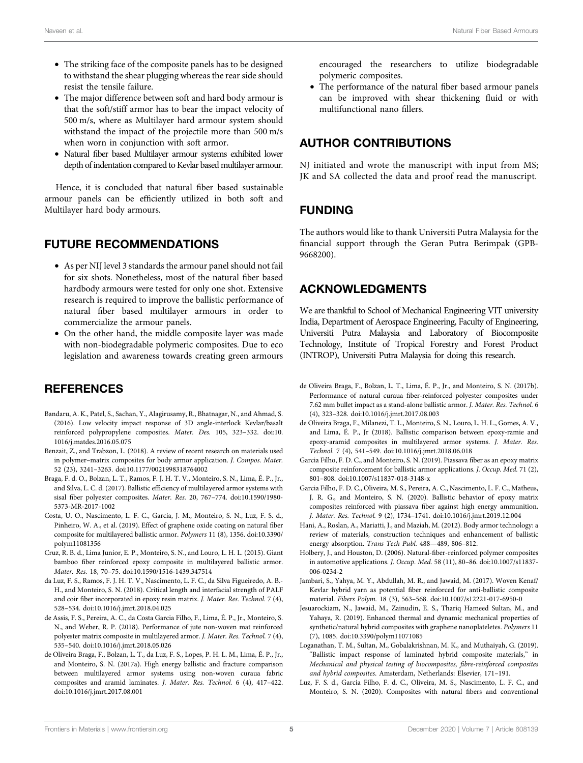- The striking face of the composite panels has to be designed to withstand the shear plugging whereas the rear side should resist the tensile failure.
- The major difference between soft and hard body armour is that the soft/stiff armor has to bear the impact velocity of 500 m/s, where as Multilayer hard armour system should withstand the impact of the projectile more than 500 m/s when worn in conjunction with soft armor.
- Natural fiber based Multilayer armour systems exhibited lower depth of indentation compared to Kevlar based multilayer armour.

Hence, it is concluded that natural fiber based sustainable armour panels can be efficiently utilized in both soft and Multilayer hard body armours.

## FUTURE RECOMMENDATIONS

- As per NIJ level 3 standards the armour panel should not fail for six shots. Nonetheless, most of the natural fiber based hardbody armours were tested for only one shot. Extensive research is required to improve the ballistic performance of natural fiber based multilayer armours in order to commercialize the armour panels.
- On the other hand, the middle composite layer was made with non-biodegradable polymeric composites. Due to eco legislation and awareness towards creating green armours encouraged the researchers to utilize biodegradable polymeric composites.
- The performance of the natural fiber based armour panels can be improved with shear thickening fluid or with multifunctional nano fillers.

## AUTHOR CONTRIBUTIONS

NJ initiated and wrote the manuscript with input from MS; JK and SA collected the data and proof read the manuscript.

## FUNDING

The authors would like to thank Universiti Putra Malaysia for the financial support through the Geran Putra Berimpak (GPB-9668200).

## ACKNOWLEDGMENTS

We are thankful to School of Mechanical Engineering VIT university India, Department of Aerospace Engineering, Faculty of Engineering, Universiti Putra Malaysia and Laboratory of Biocomposite Technology, Institute of Tropical Forestry and Forest Product (INTROP), Universiti Putra Malaysia for doing this research.

## REFERENCES

Bandaru, A. K., Patel, S., Sachan, Y., Alagirusamy, R., Bhatnagar, N., and Ahmad, S. (2016). Low velocity impact response of 3D angle-interlock Kevlar/basalt reinforced polypropylene composites. *Mater. Des.* 105, 323–332. doi:10.1016/j.matdes.2016.05.075

Benzait, Z., and Trabzon, L. (2018). A review of recent research on materials used in polymer–matrix composites for body armor application. *J. Compos. Mater.* 52 (23), 3241–3263. doi:10.1177/0021998318764002

Braga, F. d. O., Bolzan, L. T., Ramos, F. J. H. T. V., Monteiro, S. N., Lima, É. P., Jr., and Silva, L. C. d. (2017). Ballistic efficiency of multilayered armor systems with sisal fiber polyester composites. *Mater. Res.* 20, 767–774. doi:10.1590/1980-5373-MR-2017-1002

Costa, U. O., Nascimento, L. F. C., Garcia, J. M., Monteiro, S. N., Luz, F. S. d., Pinheiro, W. A., et al. (2019). Effect of graphene oxide coating on natural fiber composite for multilayered ballistic armor. *Polymers* 11 (8), 1356. doi:10.3390/polym11081356

Cruz, R. B. d., Lima Junior, E. P., Monteiro, S. N., and Louro, L. H. L. (2015). Giant bamboo fiber reinforced epoxy composite in multilayered ballistic armor. *Mater. Res.* 18, 70–75. doi:10.1590/1516-1439.347514

da Luz, F. S., Ramos, F. J. H. T. V., Nascimento, L. F. C., da Silva Figueiredo, A. B.-H., and Monteiro, S. N. (2018). Critical length and interfacial strength of PALF and coir fiber incorporated in epoxy resin matrix. *J. Mater. Res. Technol.* 7 (4), 528–534. doi:10.1016/j.jmrt.2018.04.025

de Assis, F. S., Pereira, A. C., da Costa Garcia Filho, F., Lima, É. P., Jr., Monteiro, S. N., and Weber, R. P. (2018). Performance of jute non-woven mat reinforced polyester matrix composite in multilayered armor. *J. Mater. Res. Technol.* 7 (4), 535–540. doi:10.1016/j.jmrt.2018.05.026

de Oliveira Braga, F., Bolzan, L. T., da Luz, F. S., Lopes, P. H. L. M., Lima, É. P., Jr., and Monteiro, S. N. (2017a). High energy ballistic and fracture comparison between multilayered armor systems using non-woven curaua fabric composites and aramid laminates. *J. Mater. Res. Technol.* 6 (4), 417–422. doi:10.1016/j.jmrt.2017.08.001

de Oliveira Braga, F., Bolzan, L. T., Lima, É. P., Jr., and Monteiro, S. N. (2017b). Performance of natural curaua fiber-reinforced polyester composites under 7.62 mm bullet impact as a stand-alone ballistic armor. *J. Mater. Res. Technol.* 6 (4), 323–328. doi:10.1016/j.jmrt.2017.08.003

de Oliveira Braga, F., Milanezi, T. L., Monteiro, S. N., Louro, L. H. L., Gomes, A. V., and Lima, É. P., Jr (2018). Ballistic comparison between epoxy-ramie and epoxy-aramid composites in multilayered armor systems. *J. Mater. Res. Technol.* 7 (4), 541–549. doi:10.1016/j.jmrt.2018.06.018

Garcia Filho, F. D. C., and Monteiro, S. N. (2019). Piassava fiber as an epoxy matrix composite reinforcement for ballistic armor applications. *J. Occup. Med.* 71 (2), 801–808. doi:10.1007/s11837-018-3148-x

Garcia Filho, F. D. C., Oliveira, M. S., Pereira, A. C., Nascimento, L. F. C., Matheus, J. R. G., and Monteiro, S. N. (2020). Ballistic behavior of epoxy matrix composites reinforced with piassava fiber against high energy ammunition. *J. Mater. Res. Technol.* 9 (2), 1734–1741. doi:10.1016/j.jmrt.2019.12.004

Hani, A., Roslan, A., Mariatti, J., and Maziah, M. (2012). Body armor technology: a review of materials, construction techniques and enhancement of ballistic energy absorption. *Trans Tech Publ.* 488—489, 806–812.

Holbery, J., and Houston, D. (2006). Natural-fiber-reinforced polymer composites in automotive applications. *J. Occup. Med.* 58 (11), 80–86. doi:10.1007/s11837-006-0234-2

Jambari, S., Yahya, M. Y., Abdullah, M. R., and Jawaid, M. (2017). Woven Kenaf/Kevlar hybrid yarn as potential fiber reinforced for anti-ballistic composite material. *Fibers Polym.* 18 (3), 563–568. doi:10.1007/s12221-017-6950-0

Jesuarockiam, N., Jawaid, M., Zainudin, E. S., Thariq Hameed Sultan, M., and Yahaya, R. (2019). Enhanced thermal and dynamic mechanical properties of synthetic/natural hybrid composites with graphene nanoplateletes. *Polymers* 11 (7), 1085. doi:10.3390/polym11071085

Loganathan, T. M., Sultan, M., Gobalakrishnan, M. K., and Muthaiyah, G. (2019). "Ballistic impact response of laminated hybrid composite materials," in *Mechanical and physical testing of biocomposites, fibre-reinforced composites and hybrid composites*. Amsterdam, Netherlands: Elsevier, 171–191.

Luz, F. S. d., Garcia Filho, F. d. C., Oliveira, M. S., Nascimento, L. F. C., and Monteiro, S. N. (2020). Composites with natural fibers and conventional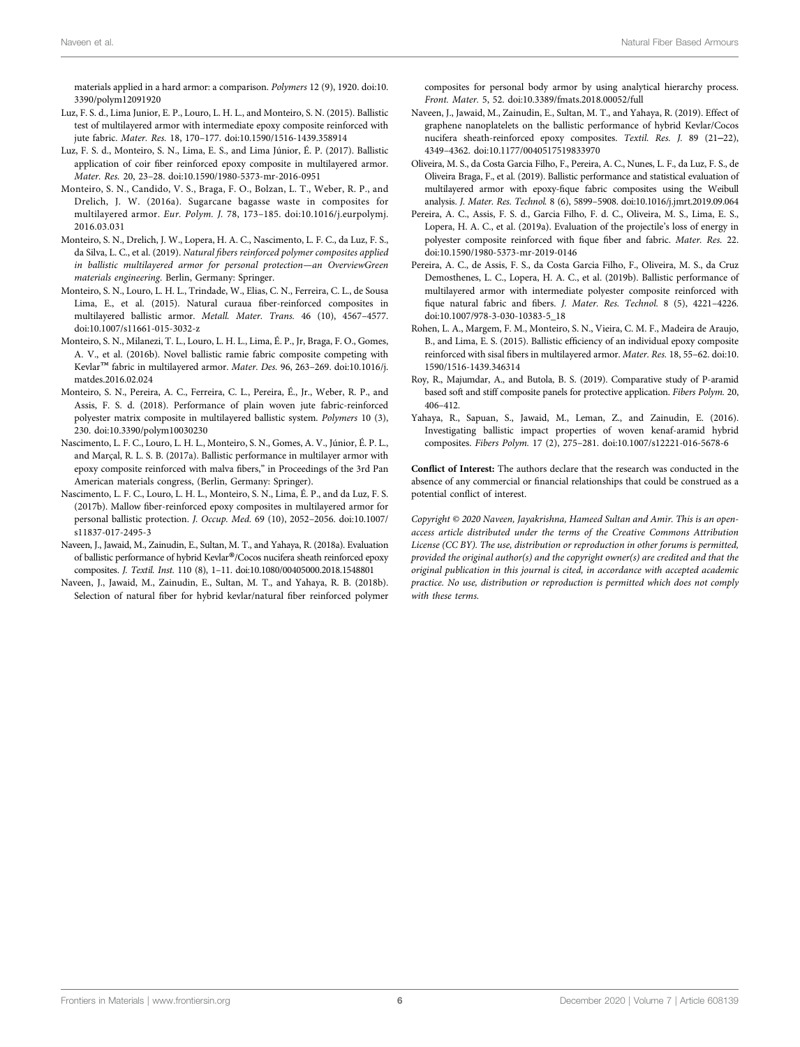materials applied in a hard armor: a comparison. *Polymers* 12 (9), 1920. doi:10.3390/polym12091920

Luz, F. S. d., Lima Junior, E. P., Louro, L. H. L., and Monteiro, S. N. (2015). Ballistic test of multilayered armor with intermediate epoxy composite reinforced with jute fabric. *Mater. Res.* 18, 170–177. doi:10.1590/1516-1439.358914

Luz, F. S. d., Monteiro, S. N., Lima, E. S., and Lima Júnior, É. P. (2017). Ballistic application of coir fiber reinforced epoxy composite in multilayered armor. *Mater. Res.* 20, 23–28. doi:10.1590/1980-5373-mr-2016-0951

Monteiro, S. N., Candido, V. S., Braga, F. O., Bolzan, L. T., Weber, R. P., and Drelich, J. W. (2016a). Sugarcane bagasse waste in composites for multilayered armor. *Eur. Polym. J.* 78, 173–185. doi:10.1016/j.eurpolymj.2016.03.031

Monteiro, S. N., Drelich, J. W., Lopera, H. A. C., Nascimento, L. F. C., da Luz, F. S., da Silva, L. C., et al. (2019). *Natural fibers reinforced polymer composites applied in ballistic multilayered armor for personal protection—an OverviewGreen materials engineering*. Berlin, Germany: Springer.

Monteiro, S. N., Louro, L. H. L., Trindade, W., Elias, C. N., Ferreira, C. L., de Sousa Lima, E., et al. (2015). Natural curaua fiber-reinforced composites in multilayered ballistic armor. *Metall. Mater. Trans.* 46 (10), 4567–4577. doi:10.1007/s11661-015-3032-z

Monteiro, S. N., Milanezi, T. L., Louro, L. H. L., Lima, É. P., Jr, Braga, F. O., Gomes, A. V., et al. (2016b). Novel ballistic ramie fabric composite competing with Kevlar™ fabric in multilayered armor. *Mater. Des.* 96, 263–269. doi:10.1016/j.matdes.2016.02.024

Monteiro, S. N., Pereira, A. C., Ferreira, C. L., Pereira, É., Jr., Weber, R. P., and Assis, F. S. d. (2018). Performance of plain woven jute fabric-reinforced polyester matrix composite in multilayered ballistic system. *Polymers* 10 (3), 230. doi:10.3390/polym10030230

Nascimento, L. F. C., Louro, L. H. L., Monteiro, S. N., Gomes, A. V., Júnior, É. P. L., and Marçal, R. L. S. B. (2017a). Ballistic performance in multilayer armor with epoxy composite reinforced with malva fibers," in Proceedings of the 3rd Pan American materials congress, (Berlin, Germany: Springer).

Nascimento, L. F. C., Louro, L. H. L., Monteiro, S. N., Lima, É. P., and da Luz, F. S. (2017b). Mallow fiber-reinforced epoxy composites in multilayered armor for personal ballistic protection. *J. Occup. Med.* 69 (10), 2052–2056. doi:10.1007/s11837-017-2495-3

Naveen, J., Jawaid, M., Zainudin, E., Sultan, M. T., and Yahaya, R. (2018a). Evaluation of ballistic performance of hybrid Kevlar®/Cocos nucifera sheath reinforced epoxy composites. *J. Textil. Inst.* 110 (8), 1–11. doi:10.1080/00405000.2018.1548801

Naveen, J., Jawaid, M., Zainudin, E., Sultan, M. T., and Yahaya, R. B. (2018b). Selection of natural fiber for hybrid kevlar/natural fiber reinforced polymer composites for personal body armor by using analytical hierarchy process. *Front. Mater.* 5, 52. doi:10.3389/fmats.2018.00052/full

Naveen, J., Jawaid, M., Zainudin, E., Sultan, M. T., and Yahaya, R. (2019). Effect of graphene nanoplatelets on the ballistic performance of hybrid Kevlar/Cocos nucifera sheath-reinforced epoxy composites. *Textil. Res. J.* 89 (21–22), 4349–4362. doi:10.1177/0040517519833970

Oliveira, M. S., da Costa Garcia Filho, F., Pereira, A. C., Nunes, L. F., da Luz, F. S., de Oliveira Braga, F., et al. (2019). Ballistic performance and statistical evaluation of multilayered armor with epoxy-fique fabric composites using the Weibull analysis. *J. Mater. Res. Technol.* 8 (6), 5899–5908. doi:10.1016/j.jmrt.2019.09.064

Pereira, A. C., Assis, F. S. d., Garcia Filho, F. d. C., Oliveira, M. S., Lima, E. S., Lopera, H. A. C., et al. (2019a). Evaluation of the projectile's loss of energy in polyester composite reinforced with fique fiber and fabric. *Mater. Res.* 22. doi:10.1590/1980-5373-mr-2019-0146

Pereira, A. C., de Assis, F. S., da Costa Garcia Filho, F., Oliveira, M. S., da Cruz Demosthenes, L. C., Lopera, H. A. C., et al. (2019b). Ballistic performance of multilayered armor with intermediate polyester composite reinforced with fique natural fabric and fibers. *J. Mater. Res. Technol.* 8 (5), 4221–4226. doi:10.1007/978-3-030-10383-5_18

Rohen, L. A., Margem, F. M., Monteiro, S. N., Vieira, C. M. F., Madeira de Araujo, B., and Lima, E. S. (2015). Ballistic efficiency of an individual epoxy composite reinforced with sisal fibers in multilayered armor. *Mater. Res.* 18, 55–62. doi:10.1590/1516-1439.346314

Roy, R., Majumdar, A., and Butola, B. S. (2019). Comparative study of P-aramid based soft and stiff composite panels for protective application. *Fibers Polym.* 20, 406–412.

Yahaya, R., Sapuan, S., Jawaid, M., Leman, Z., and Zainudin, E. (2016). Investigating ballistic impact properties of woven kenaf-aramid hybrid composites. *Fibers Polym.* 17 (2), 275–281. doi:10.1007/s12221-016-5678-6

**Conflict of Interest:** The authors declare that the research was conducted in the absence of any commercial or financial relationships that could be construed as a potential conflict of interest.

*Copyright © 2020 Naveen, Jayakrishna, Hameed Sultan and Amir. This is an open-access article distributed under the terms of the Creative Commons Attribution License (CC BY). The use, distribution or reproduction in other forums is permitted, provided the original author(s) and the copyright owner(s) are credited and that the original publication in this journal is cited, in accordance with accepted academic practice. No use, distribution or reproduction is permitted which does not comply with these terms.*